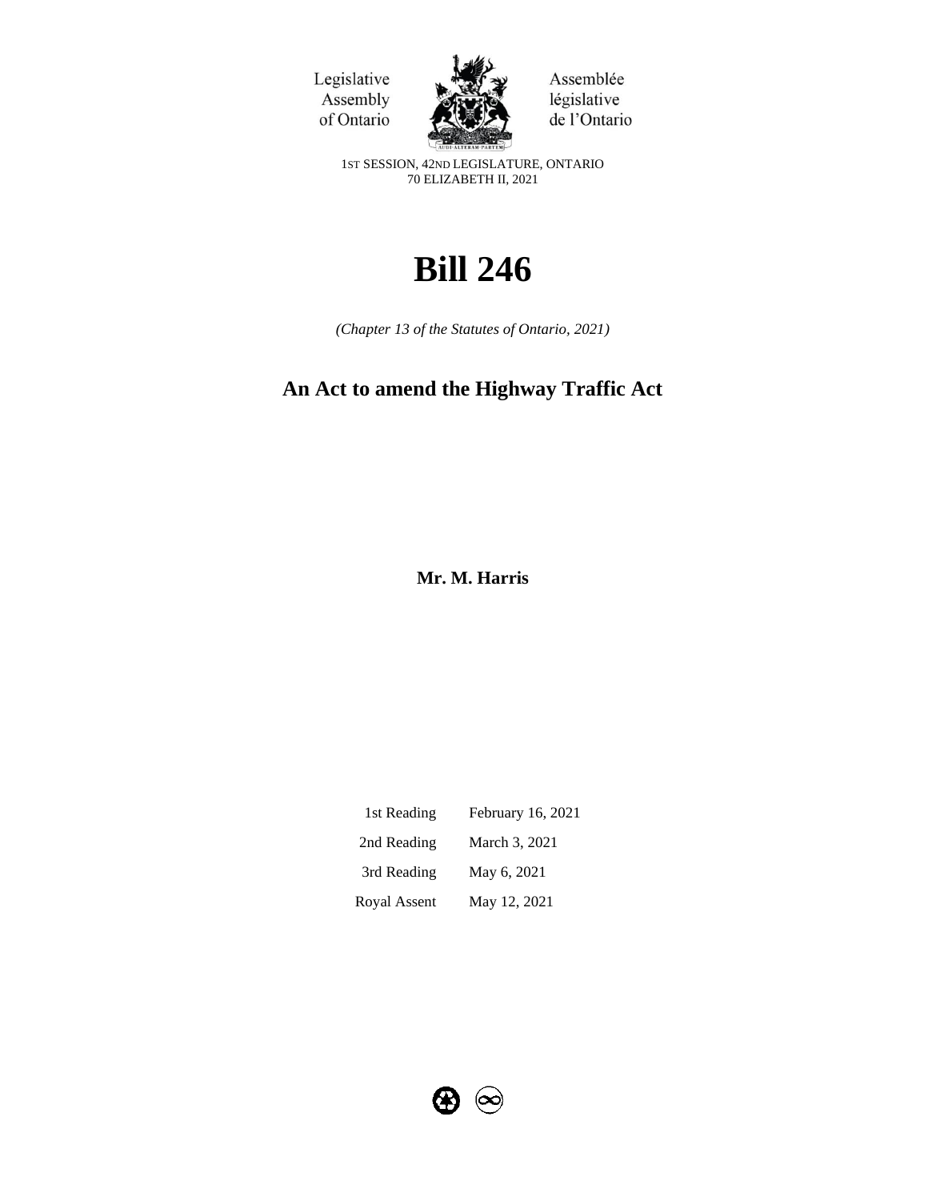Legislative Assembly of Ontario

Assemblée législative de l'Ontario

1ST SESSION, 42ND LEGISLATURE, ONTARIO
70 ELIZABETH II, 2021

# Bill 246

*(Chapter 13 of the Statutes of Ontario, 2021)*

## An Act to amend the Highway Traffic Act

**Mr. M. Harris**

| | |
|---|---|
| 1st Reading | February 16, 2021 |
| 2nd Reading | March 3, 2021 |
| 3rd Reading | May 6, 2021 |
| Royal Assent | May 12, 2021 |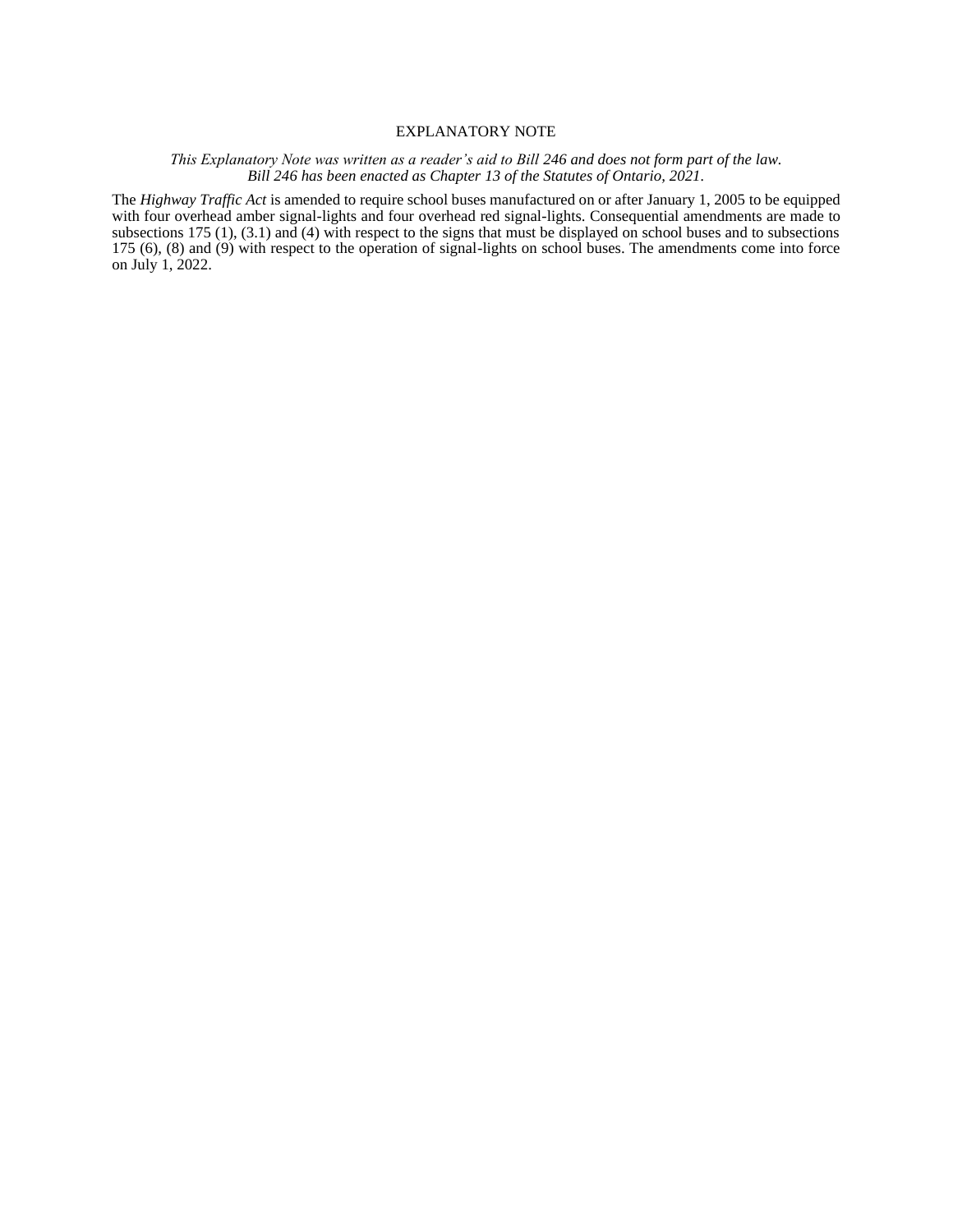# EXPLANATORY NOTE

*This Explanatory Note was written as a reader's aid to Bill 246 and does not form part of the law. Bill 246 has been enacted as Chapter 13 of the Statutes of Ontario, 2021.*

The *Highway Traffic Act* is amended to require school buses manufactured on or after January 1, 2005 to be equipped with four overhead amber signal-lights and four overhead red signal-lights. Consequential amendments are made to subsections 175 (1), (3.1) and (4) with respect to the signs that must be displayed on school buses and to subsections 175 (6), (8) and (9) with respect to the operation of signal-lights on school buses. The amendments come into force on July 1, 2022.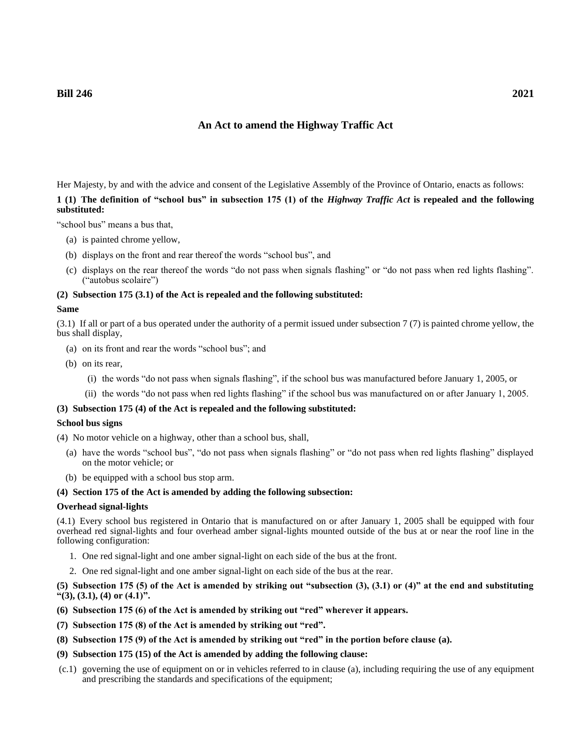**Bill 246** **2021**

## An Act to amend the Highway Traffic Act

Her Majesty, by and with the advice and consent of the Legislative Assembly of the Province of Ontario, enacts as follows:

**1 (1) The definition of "school bus" in subsection 175 (1) of the *Highway Traffic Act* is repealed and the following substituted:**

"school bus" means a bus that,

(a) is painted chrome yellow,

(b) displays on the front and rear thereof the words "school bus", and

(c) displays on the rear thereof the words "do not pass when signals flashing" or "do not pass when red lights flashing". ("autobus scolaire")

**(2) Subsection 175 (3.1) of the Act is repealed and the following substituted:**

**Same**

(3.1) If all or part of a bus operated under the authority of a permit issued under subsection 7 (7) is painted chrome yellow, the bus shall display,

(a) on its front and rear the words "school bus"; and

(b) on its rear,

(i) the words "do not pass when signals flashing", if the school bus was manufactured before January 1, 2005, or

(ii) the words "do not pass when red lights flashing" if the school bus was manufactured on or after January 1, 2005.

**(3) Subsection 175 (4) of the Act is repealed and the following substituted:**

**School bus signs**

(4) No motor vehicle on a highway, other than a school bus, shall,

(a) have the words "school bus", "do not pass when signals flashing" or "do not pass when red lights flashing" displayed on the motor vehicle; or

(b) be equipped with a school bus stop arm.

**(4) Section 175 of the Act is amended by adding the following subsection:**

**Overhead signal-lights**

(4.1) Every school bus registered in Ontario that is manufactured on or after January 1, 2005 shall be equipped with four overhead red signal-lights and four overhead amber signal-lights mounted outside of the bus at or near the roof line in the following configuration:

1. One red signal-light and one amber signal-light on each side of the bus at the front.
2. One red signal-light and one amber signal-light on each side of the bus at the rear.

**(5) Subsection 175 (5) of the Act is amended by striking out "subsection (3), (3.1) or (4)" at the end and substituting "(3), (3.1), (4) or (4.1)".**

**(6) Subsection 175 (6) of the Act is amended by striking out "red" wherever it appears.**

**(7) Subsection 175 (8) of the Act is amended by striking out "red".**

**(8) Subsection 175 (9) of the Act is amended by striking out "red" in the portion before clause (a).**

**(9) Subsection 175 (15) of the Act is amended by adding the following clause:**

(c.1) governing the use of equipment on or in vehicles referred to in clause (a), including requiring the use of any equipment and prescribing the standards and specifications of the equipment;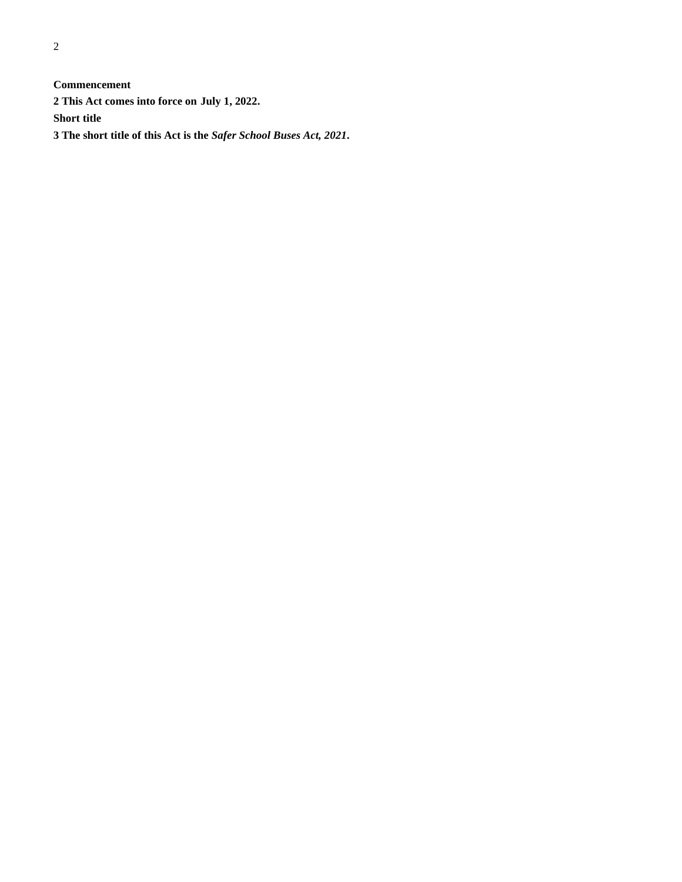**Commencement**

**2 This Act comes into force on July 1, 2022.**

**Short title**

**3 The short title of this Act is the *Safer School Buses Act, 2021*.**